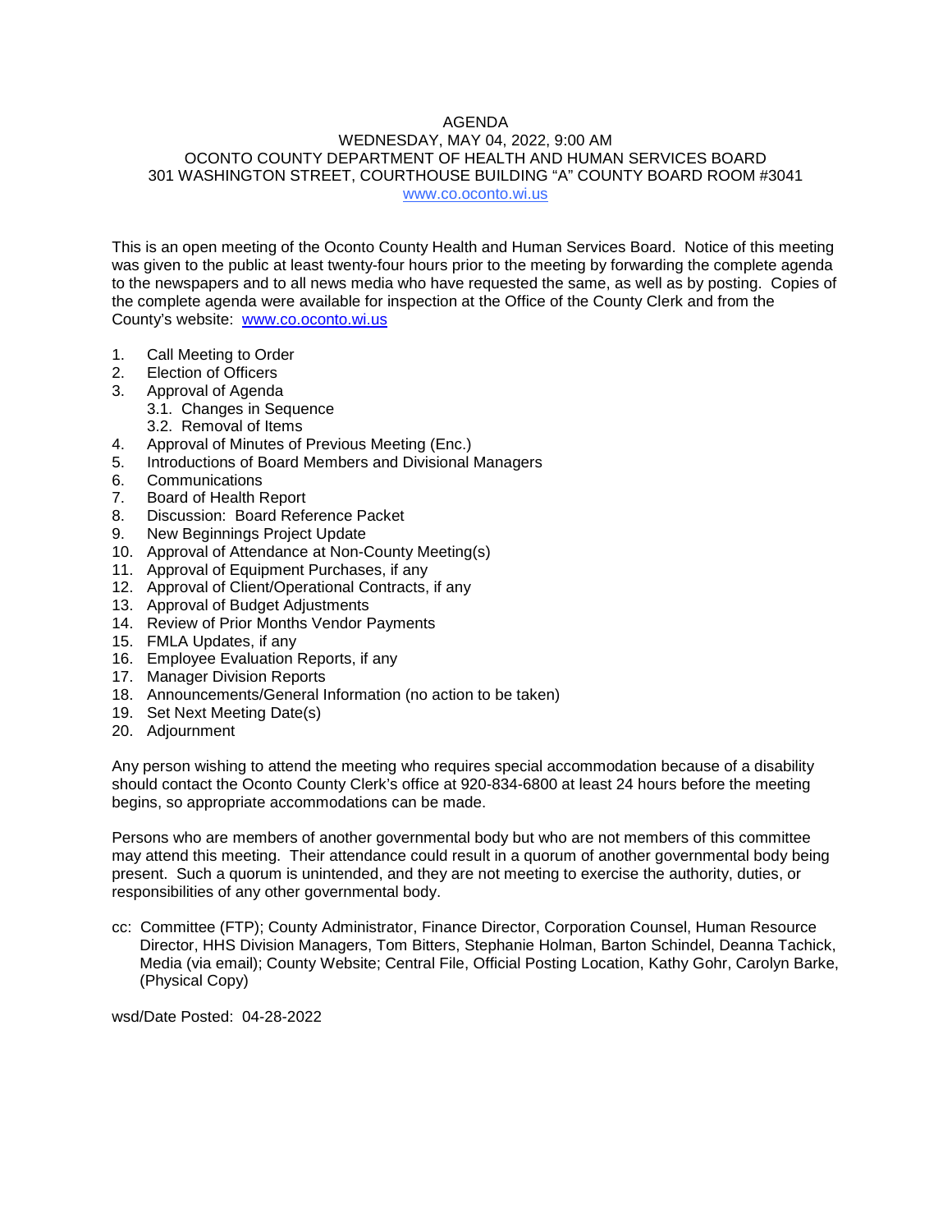# AGENDA

## WEDNESDAY, MAY 04, 2022, 9:00 AM

## OCONTO COUNTY DEPARTMENT OF HEALTH AND HUMAN SERVICES BOARD

## 301 WASHINGTON STREET, COURTHOUSE BUILDING "A" COUNTY BOARD ROOM #3041

www.co.oconto.wi.us

This is an open meeting of the Oconto County Health and Human Services Board. Notice of this meeting was given to the public at least twenty-four hours prior to the meeting by forwarding the complete agenda to the newspapers and to all news media who have requested the same, as well as by posting. Copies of the complete agenda were available for inspection at the Office of the County Clerk and from the County's website: www.co.oconto.wi.us

1. Call Meeting to Order
2. Election of Officers
3. Approval of Agenda
   - 3.1. Changes in Sequence
   - 3.2. Removal of Items
4. Approval of Minutes of Previous Meeting (Enc.)
5. Introductions of Board Members and Divisional Managers
6. Communications
7. Board of Health Report
8. Discussion: Board Reference Packet
9. New Beginnings Project Update
10. Approval of Attendance at Non-County Meeting(s)
11. Approval of Equipment Purchases, if any
12. Approval of Client/Operational Contracts, if any
13. Approval of Budget Adjustments
14. Review of Prior Months Vendor Payments
15. FMLA Updates, if any
16. Employee Evaluation Reports, if any
17. Manager Division Reports
18. Announcements/General Information (no action to be taken)
19. Set Next Meeting Date(s)
20. Adjournment

Any person wishing to attend the meeting who requires special accommodation because of a disability should contact the Oconto County Clerk's office at 920-834-6800 at least 24 hours before the meeting begins, so appropriate accommodations can be made.

Persons who are members of another governmental body but who are not members of this committee may attend this meeting. Their attendance could result in a quorum of another governmental body being present. Such a quorum is unintended, and they are not meeting to exercise the authority, duties, or responsibilities of any other governmental body.

cc: Committee (FTP); County Administrator, Finance Director, Corporation Counsel, Human Resource Director, HHS Division Managers, Tom Bitters, Stephanie Holman, Barton Schindel, Deanna Tachick, Media (via email); County Website; Central File, Official Posting Location, Kathy Gohr, Carolyn Barke, (Physical Copy)

wsd/Date Posted: 04-28-2022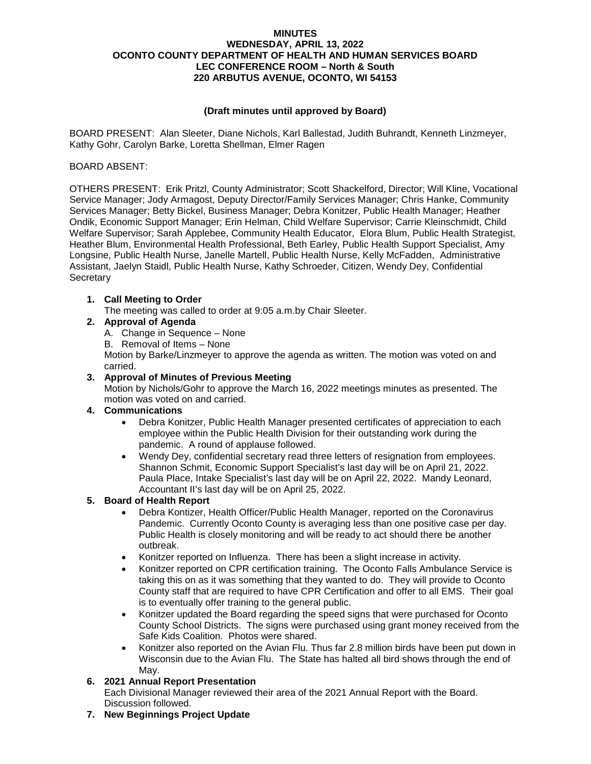**MINUTES**
**WEDNESDAY, APRIL 13, 2022**
**OCONTO COUNTY DEPARTMENT OF HEALTH AND HUMAN SERVICES BOARD**
**LEC CONFERENCE ROOM – North & South**
**220 ARBUTUS AVENUE, OCONTO, WI 54153**

**(Draft minutes until approved by Board)**

BOARD PRESENT: Alan Sleeter, Diane Nichols, Karl Ballestad, Judith Buhrandt, Kenneth Linzmeyer, Kathy Gohr, Carolyn Barke, Loretta Shellman, Elmer Ragen

BOARD ABSENT:

OTHERS PRESENT: Erik Pritzl, County Administrator; Scott Shackelford, Director; Will Kline, Vocational Service Manager; Jody Armagost, Deputy Director/Family Services Manager; Chris Hanke, Community Services Manager; Betty Bickel, Business Manager; Debra Konitzer, Public Health Manager; Heather Ondik, Economic Support Manager; Erin Helman, Child Welfare Supervisor; Carrie Kleinschmidt, Child Welfare Supervisor; Sarah Applebee, Community Health Educator, Elora Blum, Public Health Strategist, Heather Blum, Environmental Health Professional, Beth Earley, Public Health Support Specialist, Amy Longsine, Public Health Nurse, Janelle Martell, Public Health Nurse, Kelly McFadden, Administrative Assistant, Jaelyn Staidl, Public Health Nurse, Kathy Schroeder, Citizen, Wendy Dey, Confidential Secretary

1. **Call Meeting to Order**
   The meeting was called to order at 9:05 a.m.by Chair Sleeter.
2. **Approval of Agenda**
   A. Change in Sequence – None
   B. Removal of Items – None
   Motion by Barke/Linzmeyer to approve the agenda as written. The motion was voted on and carried.
3. **Approval of Minutes of Previous Meeting**
   Motion by Nichols/Gohr to approve the March 16, 2022 meetings minutes as presented. The motion was voted on and carried.
4. **Communications**
   - Debra Konitzer, Public Health Manager presented certificates of appreciation to each employee within the Public Health Division for their outstanding work during the pandemic. A round of applause followed.
   - Wendy Dey, confidential secretary read three letters of resignation from employees. Shannon Schmit, Economic Support Specialist's last day will be on April 21, 2022. Paula Place, Intake Specialist's last day will be on April 22, 2022. Mandy Leonard, Accountant II's last day will be on April 25, 2022.
5. **Board of Health Report**
   - Debra Kontizer, Health Officer/Public Health Manager, reported on the Coronavirus Pandemic. Currently Oconto County is averaging less than one positive case per day. Public Health is closely monitoring and will be ready to act should there be another outbreak.
   - Konitzer reported on Influenza. There has been a slight increase in activity.
   - Konitzer reported on CPR certification training. The Oconto Falls Ambulance Service is taking this on as it was something that they wanted to do. They will provide to Oconto County staff that are required to have CPR Certification and offer to all EMS. Their goal is to eventually offer training to the general public.
   - Konitzer updated the Board regarding the speed signs that were purchased for Oconto County School Districts. The signs were purchased using grant money received from the Safe Kids Coalition. Photos were shared.
   - Konitzer also reported on the Avian Flu. Thus far 2.8 million birds have been put down in Wisconsin due to the Avian Flu. The State has halted all bird shows through the end of May.
6. **2021 Annual Report Presentation**
   Each Divisional Manager reviewed their area of the 2021 Annual Report with the Board. Discussion followed.
7. **New Beginnings Project Update**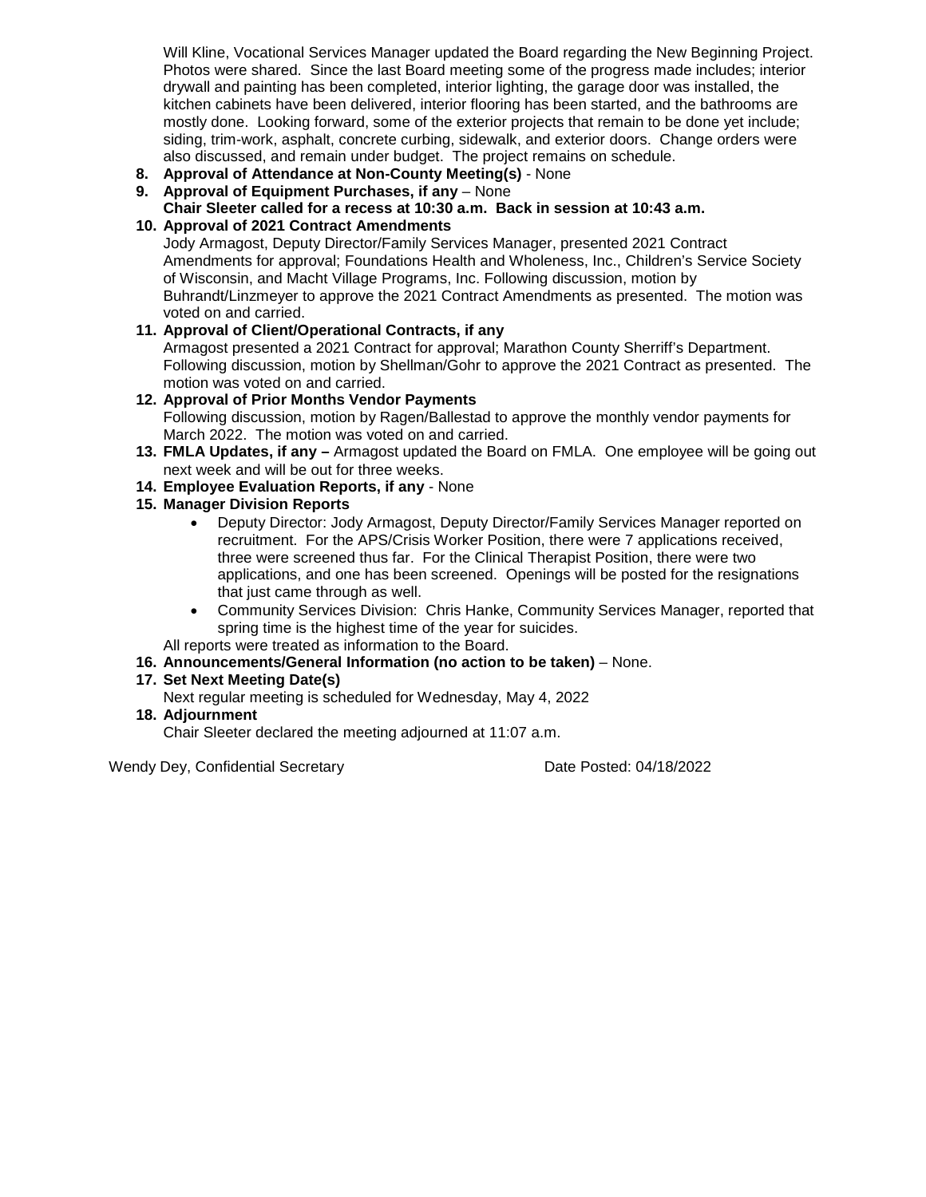Will Kline, Vocational Services Manager updated the Board regarding the New Beginning Project. Photos were shared. Since the last Board meeting some of the progress made includes; interior drywall and painting has been completed, interior lighting, the garage door was installed, the kitchen cabinets have been delivered, interior flooring has been started, and the bathrooms are mostly done. Looking forward, some of the exterior projects that remain to be done yet include; siding, trim-work, asphalt, concrete curbing, sidewalk, and exterior doors. Change orders were also discussed, and remain under budget. The project remains on schedule.

8. **Approval of Attendance at Non-County Meeting(s)** - None
9. **Approval of Equipment Purchases, if any** – None
   **Chair Sleeter called for a recess at 10:30 a.m. Back in session at 10:43 a.m.**
10. **Approval of 2021 Contract Amendments**
    Jody Armagost, Deputy Director/Family Services Manager, presented 2021 Contract Amendments for approval; Foundations Health and Wholeness, Inc., Children's Service Society of Wisconsin, and Macht Village Programs, Inc. Following discussion, motion by Buhrandt/Linzmeyer to approve the 2021 Contract Amendments as presented. The motion was voted on and carried.
11. **Approval of Client/Operational Contracts, if any**
    Armagost presented a 2021 Contract for approval; Marathon County Sherriff's Department. Following discussion, motion by Shellman/Gohr to approve the 2021 Contract as presented. The motion was voted on and carried.
12. **Approval of Prior Months Vendor Payments**
    Following discussion, motion by Ragen/Ballestad to approve the monthly vendor payments for March 2022. The motion was voted on and carried.
13. **FMLA Updates, if any –** Armagost updated the Board on FMLA. One employee will be going out next week and will be out for three weeks.
14. **Employee Evaluation Reports, if any** - None
15. **Manager Division Reports**
    - Deputy Director: Jody Armagost, Deputy Director/Family Services Manager reported on recruitment. For the APS/Crisis Worker Position, there were 7 applications received, three were screened thus far. For the Clinical Therapist Position, there were two applications, and one has been screened. Openings will be posted for the resignations that just came through as well.
    - Community Services Division: Chris Hanke, Community Services Manager, reported that spring time is the highest time of the year for suicides.

    All reports were treated as information to the Board.
16. **Announcements/General Information (no action to be taken)** – None.
17. **Set Next Meeting Date(s)**
    Next regular meeting is scheduled for Wednesday, May 4, 2022
18. **Adjournment**
    Chair Sleeter declared the meeting adjourned at 11:07 a.m.

Wendy Dey, Confidential Secretary Date Posted: 04/18/2022